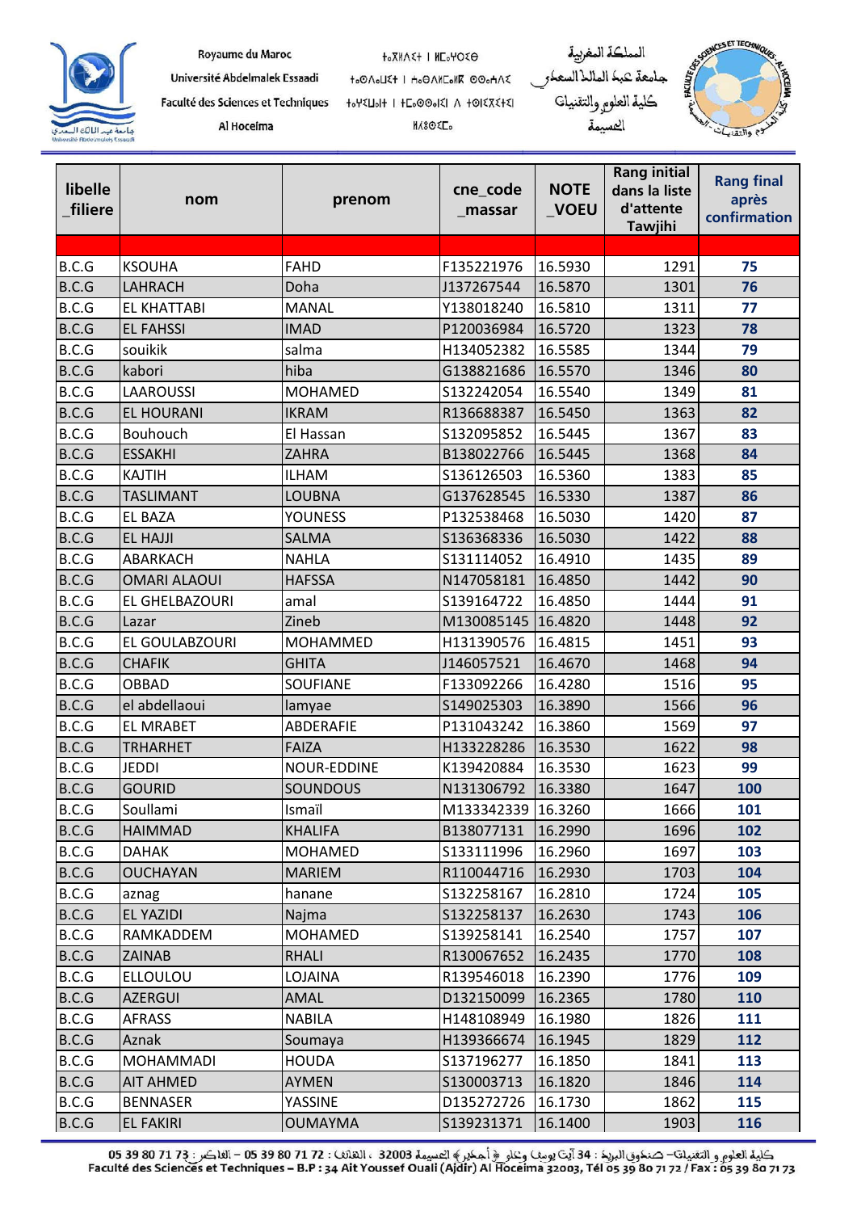Royaume du Maroc
Université Abdelmalek Essaadi
Faculté des Sciences et Techniques
Al Hoceima

ⵜⴰⴳⵍⴷⵉⵜ ⵏ ⵍⵎⵖⵔⵉⴱ

المملكة المغربية
جامعة عبد المالك السعدي
كلية العلوم والتقنيات
الحسيمة

| libelle _filiere | nom | prenom | cne_code _massar | NOTE _VOEU | Rang initial dans la liste d'attente Tawjihi | Rang final après confirmation |
|---|---|---|---|---|---|---|
| | | | | | | |
| B.C.G | KSOUHA | FAHD | F135221976 | 16.5930 | 1291 | **75** |
| B.C.G | LAHRACH | Doha | J137267544 | 16.5870 | 1301 | **76** |
| B.C.G | EL KHATTABI | MANAL | Y138018240 | 16.5810 | 1311 | **77** |
| B.C.G | EL FAHSSI | IMAD | P120036984 | 16.5720 | 1323 | **78** |
| B.C.G | souikik | salma | H134052382 | 16.5585 | 1344 | **79** |
| B.C.G | kabori | hiba | G138821686 | 16.5570 | 1346 | **80** |
| B.C.G | LAAROUSSI | MOHAMED | S132242054 | 16.5540 | 1349 | **81** |
| B.C.G | EL HOURANI | IKRAM | R136688387 | 16.5450 | 1363 | **82** |
| B.C.G | Bouhouch | El Hassan | S132095852 | 16.5445 | 1367 | **83** |
| B.C.G | ESSAKHI | ZAHRA | B138022766 | 16.5445 | 1368 | **84** |
| B.C.G | KAJTIH | ILHAM | S136126503 | 16.5360 | 1383 | **85** |
| B.C.G | TASLIMANT | LOUBNA | G137628545 | 16.5330 | 1387 | **86** |
| B.C.G | EL BAZA | YOUNESS | P132538468 | 16.5030 | 1420 | **87** |
| B.C.G | EL HAJJI | SALMA | S136368336 | 16.5030 | 1422 | **88** |
| B.C.G | ABARKACH | NAHLA | S131114052 | 16.4910 | 1435 | **89** |
| B.C.G | OMARI ALAOUI | HAFSSA | N147058181 | 16.4850 | 1442 | **90** |
| B.C.G | EL GHELBAZOURI | amal | S139164722 | 16.4850 | 1444 | **91** |
| B.C.G | Lazar | Zineb | M130085145 | 16.4820 | 1448 | **92** |
| B.C.G | EL GOULABZOURI | MOHAMMED | H131390576 | 16.4815 | 1451 | **93** |
| B.C.G | CHAFIK | GHITA | J146057521 | 16.4670 | 1468 | **94** |
| B.C.G | OBBAD | SOUFIANE | F133092266 | 16.4280 | 1516 | **95** |
| B.C.G | el abdellaoui | lamyae | S149025303 | 16.3890 | 1566 | **96** |
| B.C.G | EL MRABET | ABDERAFIE | P131043242 | 16.3860 | 1569 | **97** |
| B.C.G | TRHARHET | FAIZA | H133228286 | 16.3530 | 1622 | **98** |
| B.C.G | JEDDI | NOUR-EDDINE | K139420884 | 16.3530 | 1623 | **99** |
| B.C.G | GOURID | SOUNDOUS | N131306792 | 16.3380 | 1647 | **100** |
| B.C.G | Soullami | Ismaïl | M133342339 | 16.3260 | 1666 | **101** |
| B.C.G | HAIMMAD | KHALIFA | B138077131 | 16.2990 | 1696 | **102** |
| B.C.G | DAHAK | MOHAMED | S133111996 | 16.2960 | 1697 | **103** |
| B.C.G | OUCHAYAN | MARIEM | R110044716 | 16.2930 | 1703 | **104** |
| B.C.G | aznag | hanane | S132258167 | 16.2810 | 1724 | **105** |
| B.C.G | EL YAZIDI | Najma | S132258137 | 16.2630 | 1743 | **106** |
| B.C.G | RAMKADDEM | MOHAMED | S139258141 | 16.2540 | 1757 | **107** |
| B.C.G | ZAINAB | RHALI | R130067652 | 16.2435 | 1770 | **108** |
| B.C.G | ELLOULOU | LOJAINA | R139546018 | 16.2390 | 1776 | **109** |
| B.C.G | AZERGUI | AMAL | D132150099 | 16.2365 | 1780 | **110** |
| B.C.G | AFRASS | NABILA | H148108949 | 16.1980 | 1826 | **111** |
| B.C.G | Aznak | Soumaya | H139366674 | 16.1945 | 1829 | **112** |
| B.C.G | MOHAMMADI | HOUDA | S137196277 | 16.1850 | 1841 | **113** |
| B.C.G | AIT AHMED | AYMEN | S130003713 | 16.1820 | 1846 | **114** |
| B.C.G | BENNASER | YASSINE | D135272726 | 16.1730 | 1862 | **115** |
| B.C.G | EL FAKIRI | OUMAYMA | S139231371 | 16.1400 | 1903 | **116** |

كلية العلوم و التقنيات – صندوق البريد : 34 آيت يوسف وعلي ، أجدير ، الحسيمة 32003 ، الهاتف : 72 71 80 39 05 – الفاكس : 73 71 80 39 05
Faculté des Sciences et Techniques – B.P : 34 Ait Youssef Ouali (Ajdir) Al Hoceima 32003, Tél 05 39 80 71 72 / Fax : 05 39 80 71 73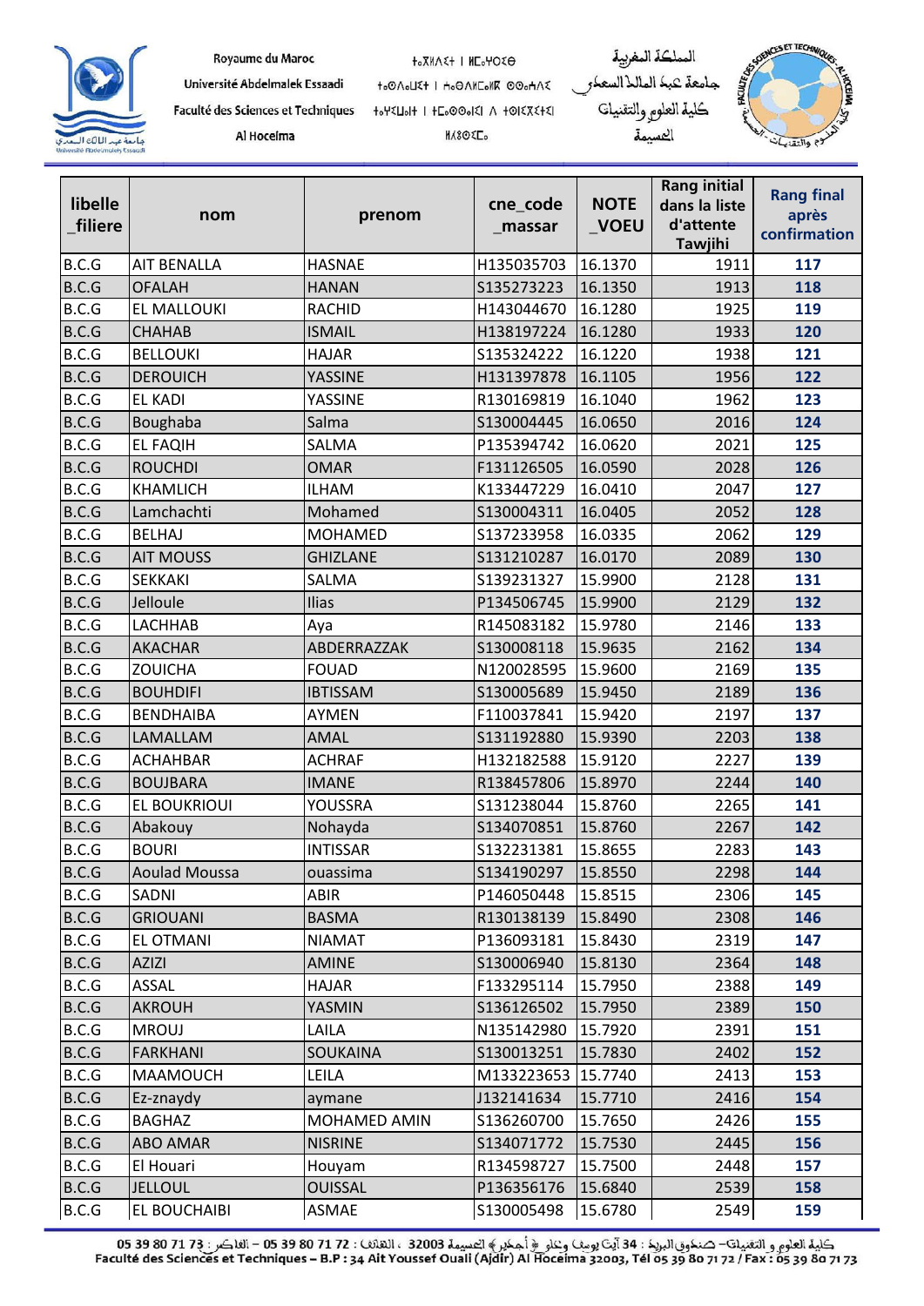| libelle _filiere | nom | prenom | cne_code _massar | NOTE _VOEU | Rang initial dans la liste d'attente Tawjihi | Rang final après confirmation |
|---|---|---|---|---|---|---|
| B.C.G | AIT BENALLA | HASNAE | H135035703 | 16.1370 | 1911 | 117 |
| B.C.G | OFALAH | HANAN | S135273223 | 16.1350 | 1913 | 118 |
| B.C.G | EL MALLOUKI | RACHID | H143044670 | 16.1280 | 1925 | 119 |
| B.C.G | CHAHAB | ISMAIL | H138197224 | 16.1280 | 1933 | 120 |
| B.C.G | BELLOUKI | HAJAR | S135324222 | 16.1220 | 1938 | 121 |
| B.C.G | DEROUICH | YASSINE | H131397878 | 16.1105 | 1956 | 122 |
| B.C.G | EL KADI | YASSINE | R130169819 | 16.1040 | 1962 | 123 |
| B.C.G | Boughaba | Salma | S130004445 | 16.0650 | 2016 | 124 |
| B.C.G | EL FAQIH | SALMA | P135394742 | 16.0620 | 2021 | 125 |
| B.C.G | ROUCHDI | OMAR | F131126505 | 16.0590 | 2028 | 126 |
| B.C.G | KHAMLICH | ILHAM | K133447229 | 16.0410 | 2047 | 127 |
| B.C.G | Lamchachti | Mohamed | S130004311 | 16.0405 | 2052 | 128 |
| B.C.G | BELHAJ | MOHAMED | S137233958 | 16.0335 | 2062 | 129 |
| B.C.G | AIT MOUSS | GHIZLANE | S131210287 | 16.0170 | 2089 | 130 |
| B.C.G | SEKKAKI | SALMA | S139231327 | 15.9900 | 2128 | 131 |
| B.C.G | Jelloule | Ilias | P134506745 | 15.9900 | 2129 | 132 |
| B.C.G | LACHHAB | Aya | R145083182 | 15.9780 | 2146 | 133 |
| B.C.G | AKACHAR | ABDERRAZZAK | S130008118 | 15.9635 | 2162 | 134 |
| B.C.G | ZOUICHA | FOUAD | N120028595 | 15.9600 | 2169 | 135 |
| B.C.G | BOUHDIFI | IBTISSAM | S130005689 | 15.9450 | 2189 | 136 |
| B.C.G | BENDHAIBA | AYMEN | F110037841 | 15.9420 | 2197 | 137 |
| B.C.G | LAMALLAM | AMAL | S131192880 | 15.9390 | 2203 | 138 |
| B.C.G | ACHAHBAR | ACHRAF | H132182588 | 15.9120 | 2227 | 139 |
| B.C.G | BOUJBARA | IMANE | R138457806 | 15.8970 | 2244 | 140 |
| B.C.G | EL BOUKRIOUI | YOUSSRA | S131238044 | 15.8760 | 2265 | 141 |
| B.C.G | Abakouy | Nohayda | S134070851 | 15.8760 | 2267 | 142 |
| B.C.G | BOURI | INTISSAR | S132231381 | 15.8655 | 2283 | 143 |
| B.C.G | Aoulad Moussa | ouassima | S134190297 | 15.8550 | 2298 | 144 |
| B.C.G | SADNI | ABIR | P146050448 | 15.8515 | 2306 | 145 |
| B.C.G | GRIOUANI | BASMA | R130138139 | 15.8490 | 2308 | 146 |
| B.C.G | EL OTMANI | NIAMAT | P136093181 | 15.8430 | 2319 | 147 |
| B.C.G | AZIZI | AMINE | S130006940 | 15.8130 | 2364 | 148 |
| B.C.G | ASSAL | HAJAR | F133295114 | 15.7950 | 2388 | 149 |
| B.C.G | AKROUH | YASMIN | S136126502 | 15.7950 | 2389 | 150 |
| B.C.G | MROUJ | LAILA | N135142980 | 15.7920 | 2391 | 151 |
| B.C.G | FARKHANI | SOUKAINA | S130013251 | 15.7830 | 2402 | 152 |
| B.C.G | MAAMOUCH | LEILA | M133223653 | 15.7740 | 2413 | 153 |
| B.C.G | Ez-znaydy | aymane | J132141634 | 15.7710 | 2416 | 154 |
| B.C.G | BAGHAZ | MOHAMED AMIN | S136260700 | 15.7650 | 2426 | 155 |
| B.C.G | ABO AMAR | NISRINE | S134071772 | 15.7530 | 2445 | 156 |
| B.C.G | El Houari | Houyam | R134598727 | 15.7500 | 2448 | 157 |
| B.C.G | JELLOUL | OUISSAL | P136356176 | 15.6840 | 2539 | 158 |
| B.C.G | EL BOUCHAIBI | ASMAE | S130005498 | 15.6780 | 2549 | 159 |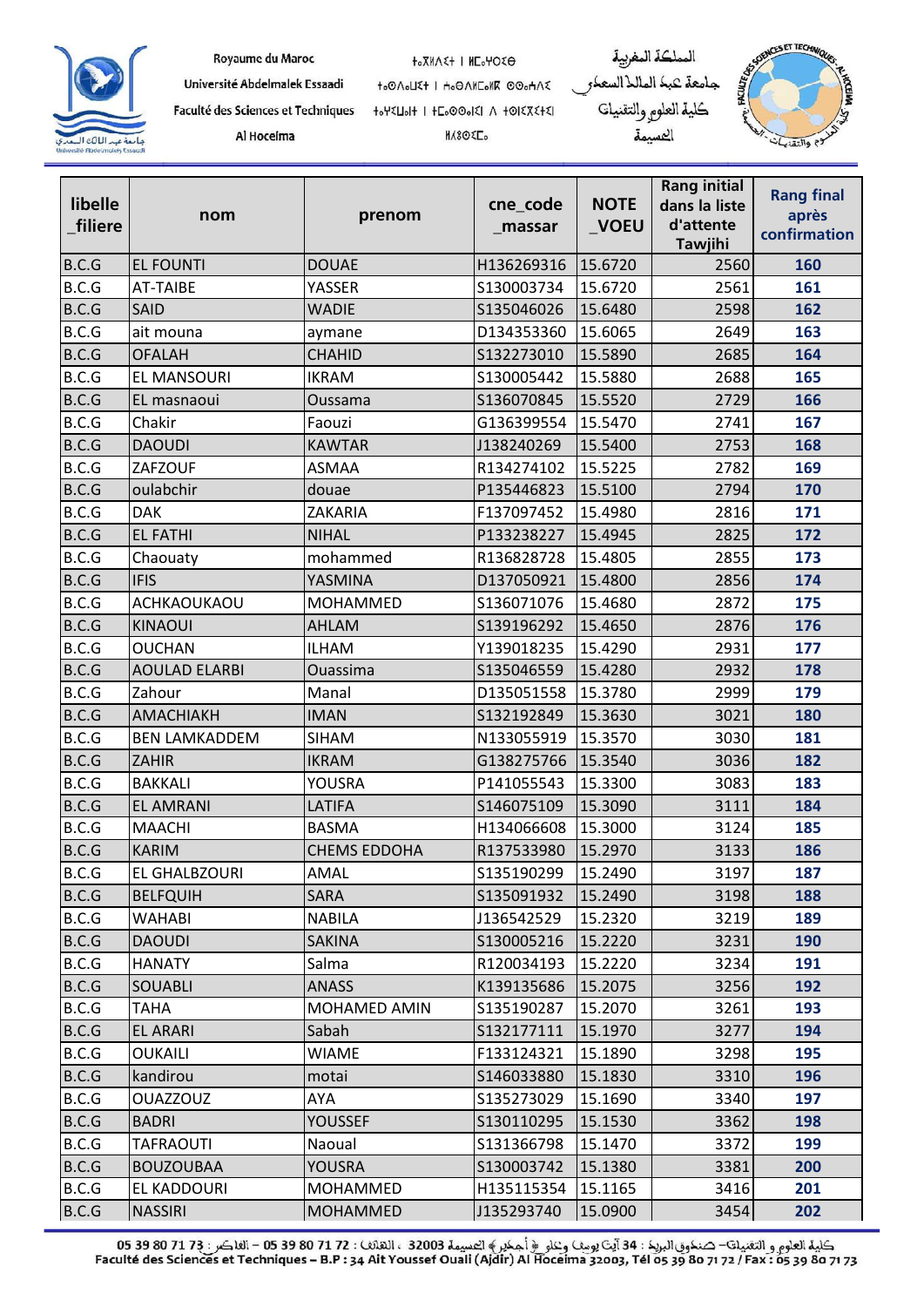| libelle _filiere | nom | prenom | cne_code _massar | NOTE _VOEU | Rang initial dans la liste d'attente Tawjihi | Rang final après confirmation |
|---|---|---|---|---|---|---|
| B.C.G | EL FOUNTI | DOUAE | H136269316 | 15.6720 | 2560 | 160 |
| B.C.G | AT-TAIBE | YASSER | S130003734 | 15.6720 | 2561 | 161 |
| B.C.G | SAID | WADIE | S135046026 | 15.6480 | 2598 | 162 |
| B.C.G | ait mouna | aymane | D134353360 | 15.6065 | 2649 | 163 |
| B.C.G | OFALAH | CHAHID | S132273010 | 15.5890 | 2685 | 164 |
| B.C.G | EL MANSOURI | IKRAM | S130005442 | 15.5880 | 2688 | 165 |
| B.C.G | EL masnaoui | Oussama | S136070845 | 15.5520 | 2729 | 166 |
| B.C.G | Chakir | Faouzi | G136399554 | 15.5470 | 2741 | 167 |
| B.C.G | DAOUDI | KAWTAR | J138240269 | 15.5400 | 2753 | 168 |
| B.C.G | ZAFZOUF | ASMAA | R134274102 | 15.5225 | 2782 | 169 |
| B.C.G | oulabchir | douae | P135446823 | 15.5100 | 2794 | 170 |
| B.C.G | DAK | ZAKARIA | F137097452 | 15.4980 | 2816 | 171 |
| B.C.G | EL FATHI | NIHAL | P133238227 | 15.4945 | 2825 | 172 |
| B.C.G | Chaouaty | mohammed | R136828728 | 15.4805 | 2855 | 173 |
| B.C.G | IFIS | YASMINA | D137050921 | 15.4800 | 2856 | 174 |
| B.C.G | ACHKAOUKAOU | MOHAMMED | S136071076 | 15.4680 | 2872 | 175 |
| B.C.G | KINAOUI | AHLAM | S139196292 | 15.4650 | 2876 | 176 |
| B.C.G | OUCHAN | ILHAM | Y139018235 | 15.4290 | 2931 | 177 |
| B.C.G | AOULAD ELARBI | Ouassima | S135046559 | 15.4280 | 2932 | 178 |
| B.C.G | Zahour | Manal | D135051558 | 15.3780 | 2999 | 179 |
| B.C.G | AMACHIAKH | IMAN | S132192849 | 15.3630 | 3021 | 180 |
| B.C.G | BEN LAMKADDEM | SIHAM | N133055919 | 15.3570 | 3030 | 181 |
| B.C.G | ZAHIR | IKRAM | G138275766 | 15.3540 | 3036 | 182 |
| B.C.G | BAKKALI | YOUSRA | P141055543 | 15.3300 | 3083 | 183 |
| B.C.G | EL AMRANI | LATIFA | S146075109 | 15.3090 | 3111 | 184 |
| B.C.G | MAACHI | BASMA | H134066608 | 15.3000 | 3124 | 185 |
| B.C.G | KARIM | CHEMS EDDOHA | R137533980 | 15.2970 | 3133 | 186 |
| B.C.G | EL GHALBZOURI | AMAL | S135190299 | 15.2490 | 3197 | 187 |
| B.C.G | BELFQUIH | SARA | S135091932 | 15.2490 | 3198 | 188 |
| B.C.G | WAHABI | NABILA | J136542529 | 15.2320 | 3219 | 189 |
| B.C.G | DAOUDI | SAKINA | S130005216 | 15.2220 | 3231 | 190 |
| B.C.G | HANATY | Salma | R120034193 | 15.2220 | 3234 | 191 |
| B.C.G | SOUABLI | ANASS | K139135686 | 15.2075 | 3256 | 192 |
| B.C.G | TAHA | MOHAMED AMIN | S135190287 | 15.2070 | 3261 | 193 |
| B.C.G | EL ARARI | Sabah | S132177111 | 15.1970 | 3277 | 194 |
| B.C.G | OUKAILI | WIAME | F133124321 | 15.1890 | 3298 | 195 |
| B.C.G | kandirou | motai | S146033880 | 15.1830 | 3310 | 196 |
| B.C.G | OUAZZOUZ | AYA | S135273029 | 15.1690 | 3340 | 197 |
| B.C.G | BADRI | YOUSSEF | S130110295 | 15.1530 | 3362 | 198 |
| B.C.G | TAFRAOUTI | Naoual | S131366798 | 15.1470 | 3372 | 199 |
| B.C.G | BOUZOUBAA | YOUSRA | S130003742 | 15.1380 | 3381 | 200 |
| B.C.G | EL KADDOURI | MOHAMMED | H135115354 | 15.1165 | 3416 | 201 |
| B.C.G | NASSIRI | MOHAMMED | J135293740 | 15.0900 | 3454 | 202 |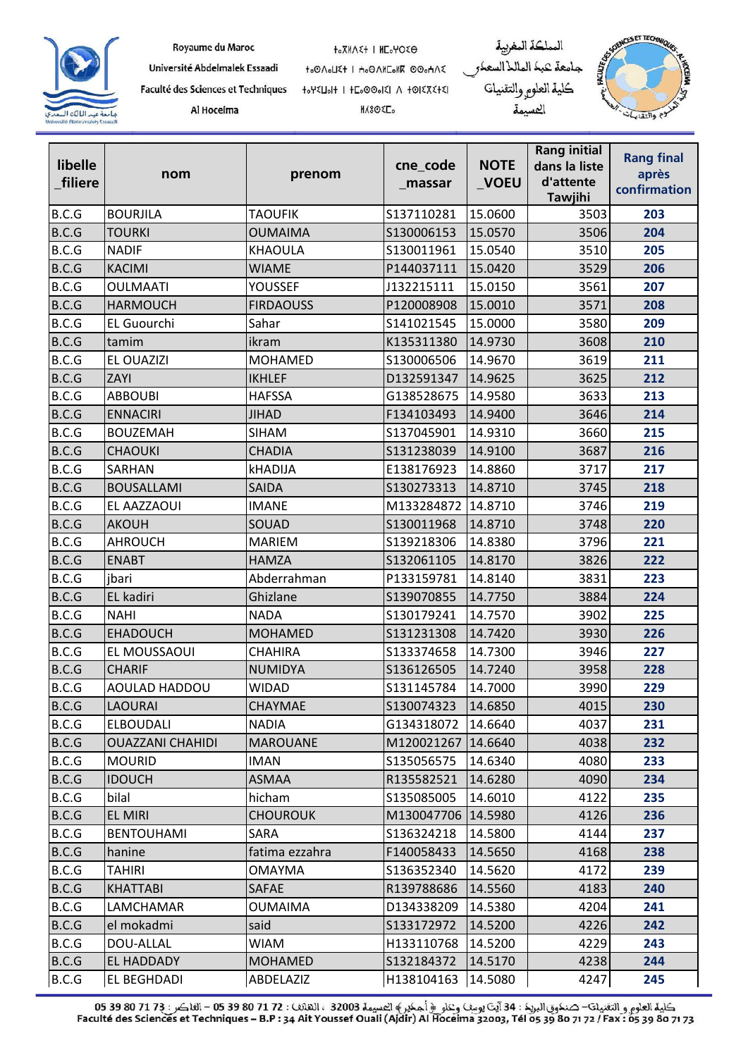| libelle _filiere | nom | prenom | cne_code _massar | NOTE _VOEU | Rang initial dans la liste d'attente Tawjihi | Rang final après confirmation |
|---|---|---|---|---|---|---|
| B.C.G | BOURJILA | TAOUFIK | S137110281 | 15.0600 | 3503 | 203 |
| B.C.G | TOURKI | OUMAIMA | S130006153 | 15.0570 | 3506 | 204 |
| B.C.G | NADIF | KHAOULA | S130011961 | 15.0540 | 3510 | 205 |
| B.C.G | KACIMI | WIAME | P144037111 | 15.0420 | 3529 | 206 |
| B.C.G | OULMAATI | YOUSSEF | J132215111 | 15.0150 | 3561 | 207 |
| B.C.G | HARMOUCH | FIRDAOUSS | P120008908 | 15.0010 | 3571 | 208 |
| B.C.G | EL Guourchi | Sahar | S141021545 | 15.0000 | 3580 | 209 |
| B.C.G | tamim | ikram | K135311380 | 14.9730 | 3608 | 210 |
| B.C.G | EL OUAZIZI | MOHAMED | S130006506 | 14.9670 | 3619 | 211 |
| B.C.G | ZAYI | IKHLEF | D132591347 | 14.9625 | 3625 | 212 |
| B.C.G | ABBOUBI | HAFSSA | G138528675 | 14.9580 | 3633 | 213 |
| B.C.G | ENNACIRI | JIHAD | F134103493 | 14.9400 | 3646 | 214 |
| B.C.G | BOUZEMAH | SIHAM | S137045901 | 14.9310 | 3660 | 215 |
| B.C.G | CHAOUKI | CHADIA | S131238039 | 14.9100 | 3687 | 216 |
| B.C.G | SARHAN | kHADIJA | E138176923 | 14.8860 | 3717 | 217 |
| B.C.G | BOUSALLAMI | SAIDA | S130273313 | 14.8710 | 3745 | 218 |
| B.C.G | EL AAZZAOUI | IMANE | M133284872 | 14.8710 | 3746 | 219 |
| B.C.G | AKOUH | SOUAD | S130011968 | 14.8710 | 3748 | 220 |
| B.C.G | AHROUCH | MARIEM | S139218306 | 14.8380 | 3796 | 221 |
| B.C.G | ENABT | HAMZA | S132061105 | 14.8170 | 3826 | 222 |
| B.C.G | jbari | Abderrahman | P133159781 | 14.8140 | 3831 | 223 |
| B.C.G | EL kadiri | Ghizlane | S139070855 | 14.7750 | 3884 | 224 |
| B.C.G | NAHI | NADA | S130179241 | 14.7570 | 3902 | 225 |
| B.C.G | EHADOUCH | MOHAMED | S131231308 | 14.7420 | 3930 | 226 |
| B.C.G | EL MOUSSAOUI | CHAHIRA | S133374658 | 14.7300 | 3946 | 227 |
| B.C.G | CHARIF | NUMIDYA | S136126505 | 14.7240 | 3958 | 228 |
| B.C.G | AOULAD HADDOU | WIDAD | S131145784 | 14.7000 | 3990 | 229 |
| B.C.G | LAOURAI | CHAYMAE | S130074323 | 14.6850 | 4015 | 230 |
| B.C.G | ELBOUDALI | NADIA | G134318072 | 14.6640 | 4037 | 231 |
| B.C.G | OUAZZANI CHAHIDI | MAROUANE | M120021267 | 14.6640 | 4038 | 232 |
| B.C.G | MOURID | IMAN | S135056575 | 14.6340 | 4080 | 233 |
| B.C.G | IDOUCH | ASMAA | R135582521 | 14.6280 | 4090 | 234 |
| B.C.G | bilal | hicham | S135085005 | 14.6010 | 4122 | 235 |
| B.C.G | EL MIRI | CHOUROUK | M130047706 | 14.5980 | 4126 | 236 |
| B.C.G | BENTOUHAMI | SARA | S136324218 | 14.5800 | 4144 | 237 |
| B.C.G | hanine | fatima ezzahra | F140058433 | 14.5650 | 4168 | 238 |
| B.C.G | TAHIRI | OMAYMA | S136352340 | 14.5620 | 4172 | 239 |
| B.C.G | KHATTABI | SAFAE | R139788686 | 14.5560 | 4183 | 240 |
| B.C.G | LAMCHAMAR | OUMAIMA | D134338209 | 14.5380 | 4204 | 241 |
| B.C.G | el mokadmi | said | S133172972 | 14.5200 | 4226 | 242 |
| B.C.G | DOU-ALLAL | WIAM | H133110768 | 14.5200 | 4229 | 243 |
| B.C.G | EL HADDADY | MOHAMED | S132184372 | 14.5170 | 4238 | 244 |
| B.C.G | EL BEGHDADI | ABDELAZIZ | H138104163 | 14.5080 | 4247 | 245 |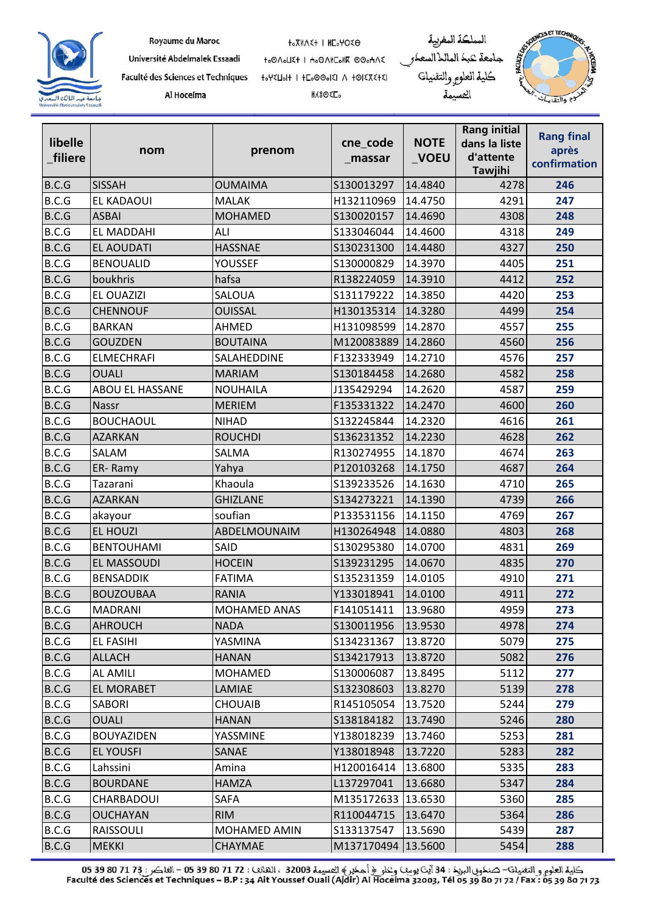| libelle_filiere | nom | prenom | cne_code_massar | NOTE_VOEU | Rang initial dans la liste d'attente Tawjihi | Rang final après confirmation |
|---|---|---|---|---|---|---|
| B.C.G | SISSAH | OUMAIMA | S130013297 | 14.4840 | 4278 | 246 |
| B.C.G | EL KADAOUI | MALAK | H132110969 | 14.4750 | 4291 | 247 |
| B.C.G | ASBAI | MOHAMED | S130020157 | 14.4690 | 4308 | 248 |
| B.C.G | EL MADDAHI | ALI | S133046044 | 14.4600 | 4318 | 249 |
| B.C.G | EL AOUDATI | HASSNAE | S130231300 | 14.4480 | 4327 | 250 |
| B.C.G | BENOUALID | YOUSSEF | S130000829 | 14.3970 | 4405 | 251 |
| B.C.G | boukhris | hafsa | R138224059 | 14.3910 | 4412 | 252 |
| B.C.G | EL OUAZIZI | SALOUA | S131179222 | 14.3850 | 4420 | 253 |
| B.C.G | CHENNOUF | OUISSAL | H130135314 | 14.3280 | 4499 | 254 |
| B.C.G | BARKAN | AHMED | H131098599 | 14.2870 | 4557 | 255 |
| B.C.G | GOUZDEN | BOUTAINA | M120083889 | 14.2860 | 4560 | 256 |
| B.C.G | ELMECHRAFI | SALAHEDDINE | F132333949 | 14.2710 | 4576 | 257 |
| B.C.G | OUALI | MARIAM | S130184458 | 14.2680 | 4582 | 258 |
| B.C.G | ABOU EL HASSANE | NOUHAILA | J135429294 | 14.2620 | 4587 | 259 |
| B.C.G | Nassr | MERIEM | F135331322 | 14.2470 | 4600 | 260 |
| B.C.G | BOUCHAOUL | NIHAD | S132245844 | 14.2320 | 4616 | 261 |
| B.C.G | AZARKAN | ROUCHDI | S136231352 | 14.2230 | 4628 | 262 |
| B.C.G | SALAM | SALMA | R130274955 | 14.1870 | 4674 | 263 |
| B.C.G | ER- Ramy | Yahya | P120103268 | 14.1750 | 4687 | 264 |
| B.C.G | Tazarani | Khaoula | S139233526 | 14.1630 | 4710 | 265 |
| B.C.G | AZARKAN | GHIZLANE | S134273221 | 14.1390 | 4739 | 266 |
| B.C.G | akayour | soufian | P133531156 | 14.1150 | 4769 | 267 |
| B.C.G | EL HOUZI | ABDELMOUNAIM | H130264948 | 14.0880 | 4803 | 268 |
| B.C.G | BENTOUHAMI | SAID | S130295380 | 14.0700 | 4831 | 269 |
| B.C.G | EL MASSOUDI | HOCEIN | S139231295 | 14.0670 | 4835 | 270 |
| B.C.G | BENSADDIK | FATIMA | S135231359 | 14.0105 | 4910 | 271 |
| B.C.G | BOUZOUBAA | RANIA | Y133018941 | 14.0100 | 4911 | 272 |
| B.C.G | MADRANI | MOHAMED ANAS | F141051411 | 13.9680 | 4959 | 273 |
| B.C.G | AHROUCH | NADA | S130011956 | 13.9530 | 4978 | 274 |
| B.C.G | EL FASIHI | YASMINA | S134231367 | 13.8720 | 5079 | 275 |
| B.C.G | ALLACH | HANAN | S134217913 | 13.8720 | 5082 | 276 |
| B.C.G | AL AMILI | MOHAMED | S130006087 | 13.8495 | 5112 | 277 |
| B.C.G | EL MORABET | LAMIAE | S132308603 | 13.8270 | 5139 | 278 |
| B.C.G | SABORI | CHOUAIB | R145105054 | 13.7520 | 5244 | 279 |
| B.C.G | OUALI | HANAN | S138184182 | 13.7490 | 5246 | 280 |
| B.C.G | BOUYAZIDEN | YASSMINE | Y138018239 | 13.7460 | 5253 | 281 |
| B.C.G | EL YOUSFI | SANAE | Y138018948 | 13.7220 | 5283 | 282 |
| B.C.G | Lahssini | Amina | H120016414 | 13.6800 | 5335 | 283 |
| B.C.G | BOURDANE | HAMZA | L137297041 | 13.6680 | 5347 | 284 |
| B.C.G | CHARBADOUI | SAFA | M135172633 | 13.6530 | 5360 | 285 |
| B.C.G | OUCHAYAN | RIM | R110044715 | 13.6470 | 5364 | 286 |
| B.C.G | RAISSOULI | MOHAMED AMIN | S133137547 | 13.5690 | 5439 | 287 |
| B.C.G | MEKKI | CHAYMAE | M137170494 | 13.5600 | 5454 | 288 |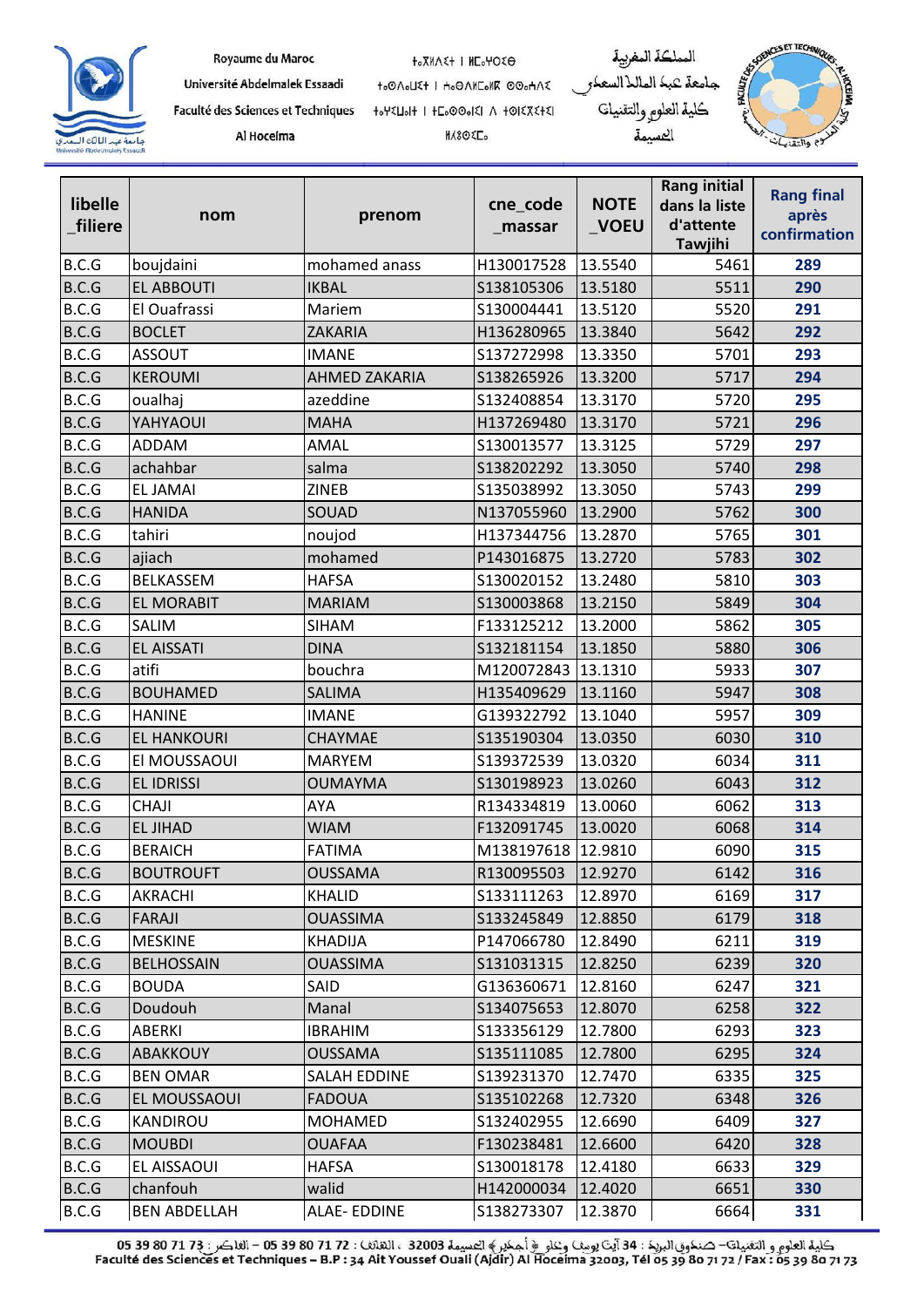| libelle _filiere | nom | prenom | cne_code _massar | NOTE _VOEU | Rang initial dans la liste d'attente Tawjihi | Rang final après confirmation |
|---|---|---|---|---|---|---|
| B.C.G | boujdaini | mohamed anass | H130017528 | 13.5540 | 5461 | 289 |
| B.C.G | EL ABBOUTI | IKBAL | S138105306 | 13.5180 | 5511 | 290 |
| B.C.G | El Ouafrassi | Mariem | S130004441 | 13.5120 | 5520 | 291 |
| B.C.G | BOCLET | ZAKARIA | H136280965 | 13.3840 | 5642 | 292 |
| B.C.G | ASSOUT | IMANE | S137272998 | 13.3350 | 5701 | 293 |
| B.C.G | KEROUMI | AHMED ZAKARIA | S138265926 | 13.3200 | 5717 | 294 |
| B.C.G | oualhaj | azeddine | S132408854 | 13.3170 | 5720 | 295 |
| B.C.G | YAHYAOUI | MAHA | H137269480 | 13.3170 | 5721 | 296 |
| B.C.G | ADDAM | AMAL | S130013577 | 13.3125 | 5729 | 297 |
| B.C.G | achahbar | salma | S138202292 | 13.3050 | 5740 | 298 |
| B.C.G | EL JAMAI | ZINEB | S135038992 | 13.3050 | 5743 | 299 |
| B.C.G | HANIDA | SOUAD | N137055960 | 13.2900 | 5762 | 300 |
| B.C.G | tahiri | noujod | H137344756 | 13.2870 | 5765 | 301 |
| B.C.G | ajiach | mohamed | P143016875 | 13.2720 | 5783 | 302 |
| B.C.G | BELKASSEM | HAFSA | S130020152 | 13.2480 | 5810 | 303 |
| B.C.G | EL MORABIT | MARIAM | S130003868 | 13.2150 | 5849 | 304 |
| B.C.G | SALIM | SIHAM | F133125212 | 13.2000 | 5862 | 305 |
| B.C.G | EL AISSATI | DINA | S132181154 | 13.1850 | 5880 | 306 |
| B.C.G | atifi | bouchra | M120072843 | 13.1310 | 5933 | 307 |
| B.C.G | BOUHAMED | SALIMA | H135409629 | 13.1160 | 5947 | 308 |
| B.C.G | HANINE | IMANE | G139322792 | 13.1040 | 5957 | 309 |
| B.C.G | EL HANKOURI | CHAYMAE | S135190304 | 13.0350 | 6030 | 310 |
| B.C.G | El MOUSSAOUI | MARYEM | S139372539 | 13.0320 | 6034 | 311 |
| B.C.G | EL IDRISSI | OUMAYMA | S130198923 | 13.0260 | 6043 | 312 |
| B.C.G | CHAJI | AYA | R134334819 | 13.0060 | 6062 | 313 |
| B.C.G | EL JIHAD | WIAM | F132091745 | 13.0020 | 6068 | 314 |
| B.C.G | BERAICH | FATIMA | M138197618 | 12.9810 | 6090 | 315 |
| B.C.G | BOUTROUFT | OUSSAMA | R130095503 | 12.9270 | 6142 | 316 |
| B.C.G | AKRACHI | KHALID | S133111263 | 12.8970 | 6169 | 317 |
| B.C.G | FARAJI | OUASSIMA | S133245849 | 12.8850 | 6179 | 318 |
| B.C.G | MESKINE | KHADIJA | P147066780 | 12.8490 | 6211 | 319 |
| B.C.G | BELHOSSAIN | OUASSIMA | S131031315 | 12.8250 | 6239 | 320 |
| B.C.G | BOUDA | SAID | G136360671 | 12.8160 | 6247 | 321 |
| B.C.G | Doudouh | Manal | S134075653 | 12.8070 | 6258 | 322 |
| B.C.G | ABERKI | IBRAHIM | S133356129 | 12.7800 | 6293 | 323 |
| B.C.G | ABAKKOUY | OUSSAMA | S135111085 | 12.7800 | 6295 | 324 |
| B.C.G | BEN OMAR | SALAH EDDINE | S139231370 | 12.7470 | 6335 | 325 |
| B.C.G | EL MOUSSAOUI | FADOUA | S135102268 | 12.7320 | 6348 | 326 |
| B.C.G | KANDIROU | MOHAMED | S132402955 | 12.6690 | 6409 | 327 |
| B.C.G | MOUBDI | OUAFAA | F130238481 | 12.6600 | 6420 | 328 |
| B.C.G | EL AISSAOUI | HAFSA | S130018178 | 12.4180 | 6633 | 329 |
| B.C.G | chanfouh | walid | H142000034 | 12.4020 | 6651 | 330 |
| B.C.G | BEN ABDELLAH | ALAE- EDDINE | S138273307 | 12.3870 | 6664 | 331 |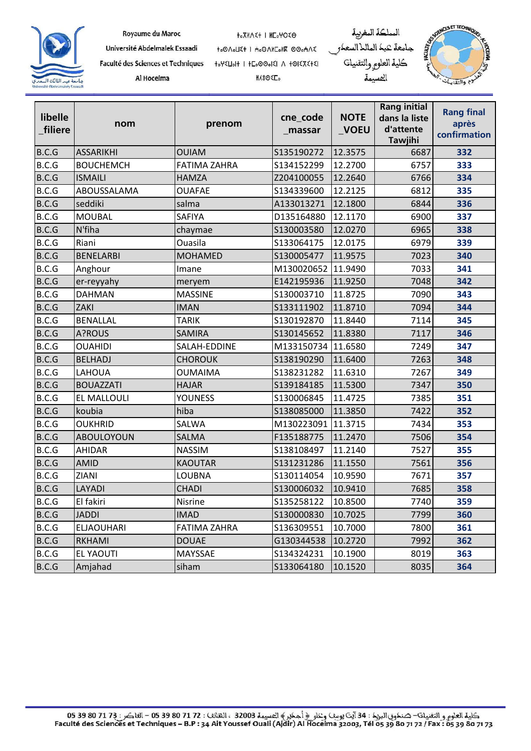Royaume du Maroc
Université Abdelmalek Essaadi
Faculté des Sciences et Techniques
Al Hoceima

ⵜⴰⴳⵍⴷⵉⵜ ⵏ ⵍⵎⵖⵔⵉⴱ
ⵜⴰⵙⴷⴰⵡⵉⵜ ⵏ ⵄⴱⴷⵍⵎⴰⵍⴽ ⵙⵙⴰⵄⴷⵉ
ⵜⴰⵙⵏⵉⵍⵜ ⵏ ⵜⵓⵙⵙⵏⴰ ⴷ ⵜⵉⵜⵉⴽⵏⵉⵜⵉⵏ
ⵍⵃⵓⵙⵉⵎⴰ

المملكة المغربية
جامعة عبد المالك السعدي
كلية العلوم والتقنيات
الحسيمة

| libelle_filiere | nom | prenom | cne_code_massar | NOTE_VOEU | Rang initial dans la liste d'attente Tawjihi | Rang final après confirmation |
|---|---|---|---|---|---|---|
| B.C.G | ASSARIKHI | OUIAM | S135190272 | 12.3575 | 6687 | 332 |
| B.C.G | BOUCHEMCH | FATIMA ZAHRA | S134152299 | 12.2700 | 6757 | 333 |
| B.C.G | ISMAILI | HAMZA | Z204100055 | 12.2640 | 6766 | 334 |
| B.C.G | ABOUSSALAMA | OUAFAE | S134339600 | 12.2125 | 6812 | 335 |
| B.C.G | seddiki | salma | A133013271 | 12.1800 | 6844 | 336 |
| B.C.G | MOUBAL | SAFIYA | D135164880 | 12.1170 | 6900 | 337 |
| B.C.G | N'fiha | chaymae | S130003580 | 12.0270 | 6965 | 338 |
| B.C.G | Riani | Ouasila | S133064175 | 12.0175 | 6979 | 339 |
| B.C.G | BENELARBI | MOHAMED | S130005477 | 11.9575 | 7023 | 340 |
| B.C.G | Anghour | Imane | M130020652 | 11.9490 | 7033 | 341 |
| B.C.G | er-reyyahy | meryem | E142195936 | 11.9250 | 7048 | 342 |
| B.C.G | DAHMAN | MASSINE | S130003710 | 11.8725 | 7090 | 343 |
| B.C.G | ZAKI | IMAN | S133111902 | 11.8710 | 7094 | 344 |
| B.C.G | BENALLAL | TARIK | S130192870 | 11.8440 | 7114 | 345 |
| B.C.G | A?ROUS | SAMIRA | S130145652 | 11.8380 | 7117 | 346 |
| B.C.G | OUAHIDI | SALAH-EDDINE | M133150734 | 11.6580 | 7249 | 347 |
| B.C.G | BELHADJ | CHOROUK | S138190290 | 11.6400 | 7263 | 348 |
| B.C.G | LAHOUA | OUMAIMA | S138231282 | 11.6310 | 7267 | 349 |
| B.C.G | BOUAZZATI | HAJAR | S139184185 | 11.5300 | 7347 | 350 |
| B.C.G | EL MALLOULI | YOUNESS | S130006845 | 11.4725 | 7385 | 351 |
| B.C.G | koubia | hiba | S138085000 | 11.3850 | 7422 | 352 |
| B.C.G | OUKHRID | SALWA | M130223091 | 11.3715 | 7434 | 353 |
| B.C.G | ABOULOYOUN | SALMA | F135188775 | 11.2470 | 7506 | 354 |
| B.C.G | AHIDAR | NASSIM | S138108497 | 11.2140 | 7527 | 355 |
| B.C.G | AMID | KAOUTAR | S131231286 | 11.1550 | 7561 | 356 |
| B.C.G | ZIANI | LOUBNA | S130114054 | 10.9590 | 7671 | 357 |
| B.C.G | LAYADI | CHADI | S130006032 | 10.9410 | 7685 | 358 |
| B.C.G | El fakiri | Nisrine | S135258122 | 10.8500 | 7740 | 359 |
| B.C.G | JADDI | IMAD | S130000830 | 10.7025 | 7799 | 360 |
| B.C.G | ELJAOUHARI | FATIMA ZAHRA | S136309551 | 10.7000 | 7800 | 361 |
| B.C.G | RKHAMI | DOUAE | G130344538 | 10.2720 | 7992 | 362 |
| B.C.G | EL YAOUTI | MAYSSAE | S134324231 | 10.1900 | 8019 | 363 |
| B.C.G | Amjahad | siham | S133064180 | 10.1520 | 8035 | 364 |

كلية العلوم و التقنيات – صندوق البريد : 34 آيت يوسف وعلي بأجدير الحسيمة 32003 ، الهاتف : 72 71 80 39 05 – الفاكس : 73 71 80 39 05
Faculté des Sciences et Techniques – B.P : 34 Ait Youssef Ouali (Ajdir) Al Hoceima 32003, Tél 05 39 80 71 72 / Fax : 05 39 80 71 73